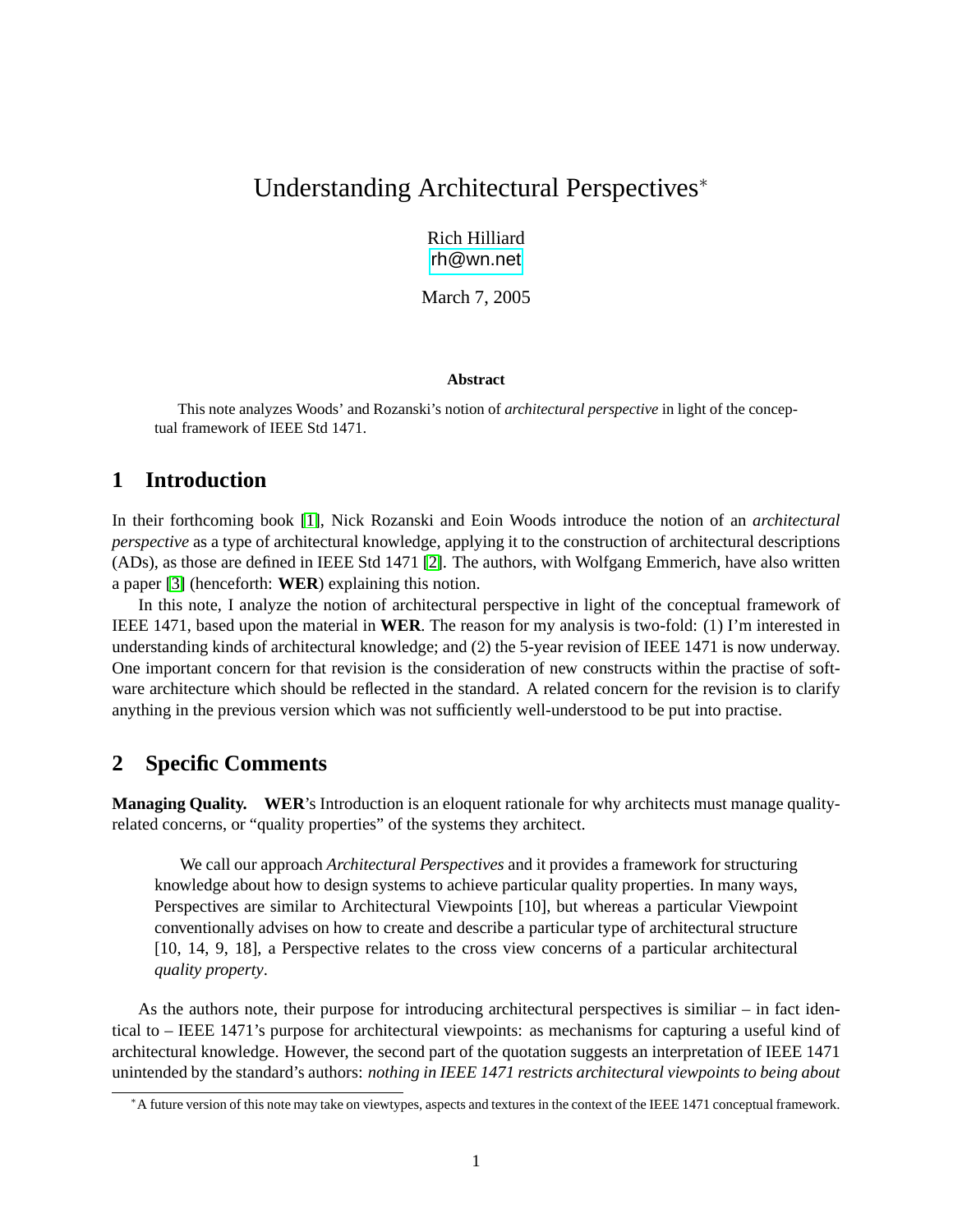# Understanding Architectural Perspectives*

Rich Hilliard
rh@wn.net

March 7, 2005

**Abstract**

This note analyzes Woods' and Rozanski's notion of *architectural perspective* in light of the conceptual framework of IEEE Std 1471.

## 1 Introduction

In their forthcoming book [1], Nick Rozanski and Eoin Woods introduce the notion of an *architectural perspective* as a type of architectural knowledge, applying it to the construction of architectural descriptions (ADs), as those are defined in IEEE Std 1471 [2]. The authors, with Wolfgang Emmerich, have also written a paper [3] (henceforth: **WER**) explaining this notion.

In this note, I analyze the notion of architectural perspective in light of the conceptual framework of IEEE 1471, based upon the material in **WER**. The reason for my analysis is two-fold: (1) I'm interested in understanding kinds of architectural knowledge; and (2) the 5-year revision of IEEE 1471 is now underway. One important concern for that revision is the consideration of new constructs within the practise of software architecture which should be reflected in the standard. A related concern for the revision is to clarify anything in the previous version which was not sufficiently well-understood to be put into practise.

## 2 Specific Comments

**Managing Quality.** **WER**'s Introduction is an eloquent rationale for why architects must manage quality-related concerns, or "quality properties" of the systems they architect.

> We call our approach *Architectural Perspectives* and it provides a framework for structuring knowledge about how to design systems to achieve particular quality properties. In many ways, Perspectives are similar to Architectural Viewpoints [10], but whereas a particular Viewpoint conventionally advises on how to create and describe a particular type of architectural structure [10, 14, 9, 18], a Perspective relates to the cross view concerns of a particular architectural *quality property*.

As the authors note, their purpose for introducing architectural perspectives is similiar – in fact identical to – IEEE 1471's purpose for architectural viewpoints: as mechanisms for capturing a useful kind of architectural knowledge. However, the second part of the quotation suggests an interpretation of IEEE 1471 unintended by the standard's authors: *nothing in IEEE 1471 restricts architectural viewpoints to being about*

*A future version of this note may take on viewtypes, aspects and textures in the context of the IEEE 1471 conceptual framework.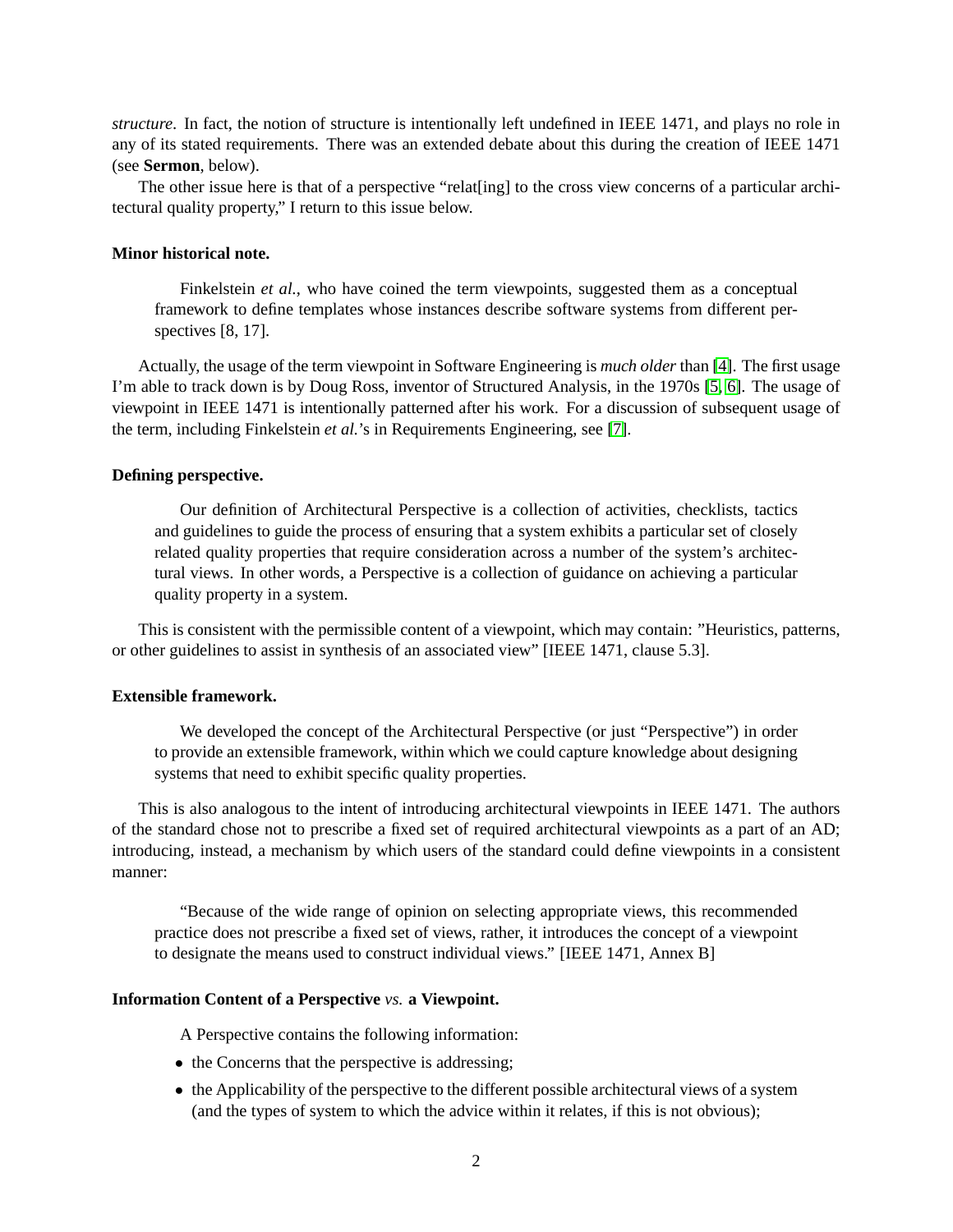*structure*. In fact, the notion of structure is intentionally left undefined in IEEE 1471, and plays no role in any of its stated requirements. There was an extended debate about this during the creation of IEEE 1471 (see **Sermon**, below).

The other issue here is that of a perspective "relat[ing] to the cross view concerns of a particular architectural quality property," I return to this issue below.

**Minor historical note.**

> Finkelstein *et al.*, who have coined the term viewpoints, suggested them as a conceptual framework to define templates whose instances describe software systems from different perspectives [8, 17].

Actually, the usage of the term viewpoint in Software Engineering is *much older* than [4]. The first usage I'm able to track down is by Doug Ross, inventor of Structured Analysis, in the 1970s [5, 6]. The usage of viewpoint in IEEE 1471 is intentionally patterned after his work. For a discussion of subsequent usage of the term, including Finkelstein *et al.*'s in Requirements Engineering, see [7].

**Defining perspective.**

> Our definition of Architectural Perspective is a collection of activities, checklists, tactics and guidelines to guide the process of ensuring that a system exhibits a particular set of closely related quality properties that require consideration across a number of the system's architectural views. In other words, a Perspective is a collection of guidance on achieving a particular quality property in a system.

This is consistent with the permissible content of a viewpoint, which may contain: "Heuristics, patterns, or other guidelines to assist in synthesis of an associated view" [IEEE 1471, clause 5.3].

**Extensible framework.**

> We developed the concept of the Architectural Perspective (or just "Perspective") in order to provide an extensible framework, within which we could capture knowledge about designing systems that need to exhibit specific quality properties.

This is also analogous to the intent of introducing architectural viewpoints in IEEE 1471. The authors of the standard chose not to prescribe a fixed set of required architectural viewpoints as a part of an AD; introducing, instead, a mechanism by which users of the standard could define viewpoints in a consistent manner:

> "Because of the wide range of opinion on selecting appropriate views, this recommended practice does not prescribe a fixed set of views, rather, it introduces the concept of a viewpoint to designate the means used to construct individual views." [IEEE 1471, Annex B]

**Information Content of a Perspective *vs.* a Viewpoint.**

> A Perspective contains the following information:
>
> - the Concerns that the perspective is addressing;
> - the Applicability of the perspective to the different possible architectural views of a system (and the types of system to which the advice within it relates, if this is not obvious);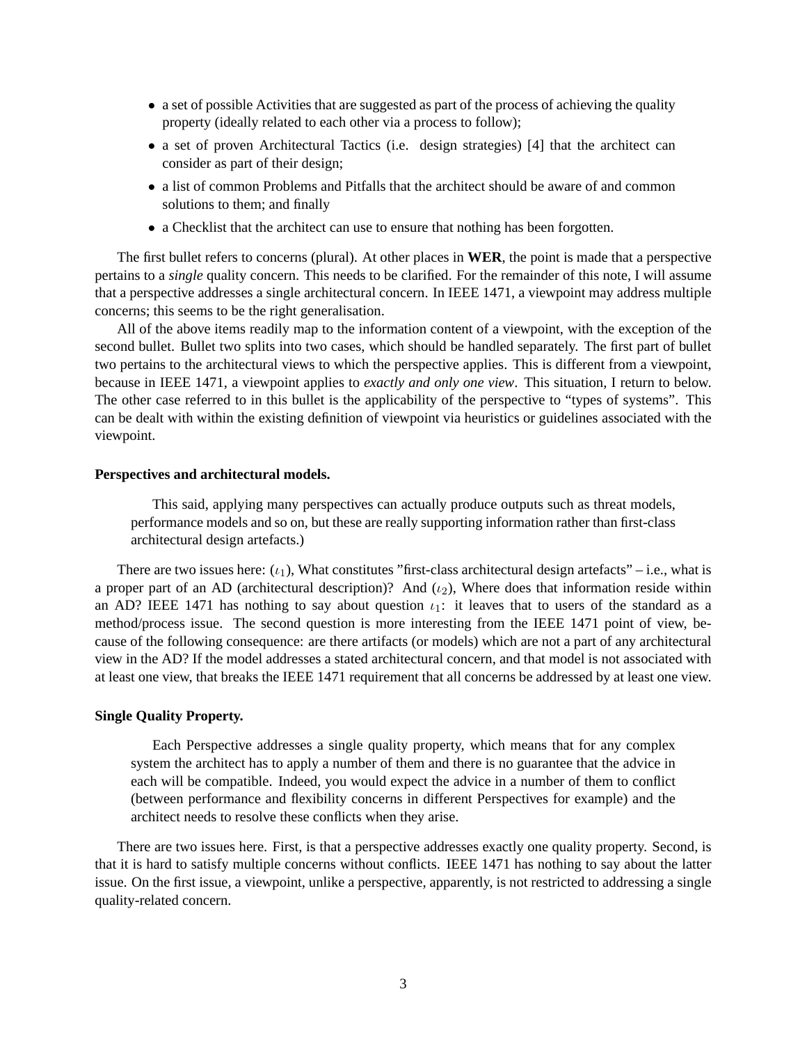- a set of possible Activities that are suggested as part of the process of achieving the quality property (ideally related to each other via a process to follow);
- a set of proven Architectural Tactics (i.e. design strategies) [4] that the architect can consider as part of their design;
- a list of common Problems and Pitfalls that the architect should be aware of and common solutions to them; and finally
- a Checklist that the architect can use to ensure that nothing has been forgotten.

The first bullet refers to concerns (plural). At other places in **WER**, the point is made that a perspective pertains to a *single* quality concern. This needs to be clarified. For the remainder of this note, I will assume that a perspective addresses a single architectural concern. In IEEE 1471, a viewpoint may address multiple concerns; this seems to be the right generalisation.

All of the above items readily map to the information content of a viewpoint, with the exception of the second bullet. Bullet two splits into two cases, which should be handled separately. The first part of bullet two pertains to the architectural views to which the perspective applies. This is different from a viewpoint, because in IEEE 1471, a viewpoint applies to *exactly and only one view*. This situation, I return to below. The other case referred to in this bullet is the applicability of the perspective to "types of systems". This can be dealt with within the existing definition of viewpoint via heuristics or guidelines associated with the viewpoint.

**Perspectives and architectural models.**

> This said, applying many perspectives can actually produce outputs such as threat models, performance models and so on, but these are really supporting information rather than first-class architectural design artefacts.)

There are two issues here: ($\iota_1$), What constitutes "first-class architectural design artefacts" – i.e., what is a proper part of an AD (architectural description)? And ($\iota_2$), Where does that information reside within an AD? IEEE 1471 has nothing to say about question $\iota_1$: it leaves that to users of the standard as a method/process issue. The second question is more interesting from the IEEE 1471 point of view, because of the following consequence: are there artifacts (or models) which are not a part of any architectural view in the AD? If the model addresses a stated architectural concern, and that model is not associated with at least one view, that breaks the IEEE 1471 requirement that all concerns be addressed by at least one view.

**Single Quality Property.**

> Each Perspective addresses a single quality property, which means that for any complex system the architect has to apply a number of them and there is no guarantee that the advice in each will be compatible. Indeed, you would expect the advice in a number of them to conflict (between performance and flexibility concerns in different Perspectives for example) and the architect needs to resolve these conflicts when they arise.

There are two issues here. First, is that a perspective addresses exactly one quality property. Second, is that it is hard to satisfy multiple concerns without conflicts. IEEE 1471 has nothing to say about the latter issue. On the first issue, a viewpoint, unlike a perspective, apparently, is not restricted to addressing a single quality-related concern.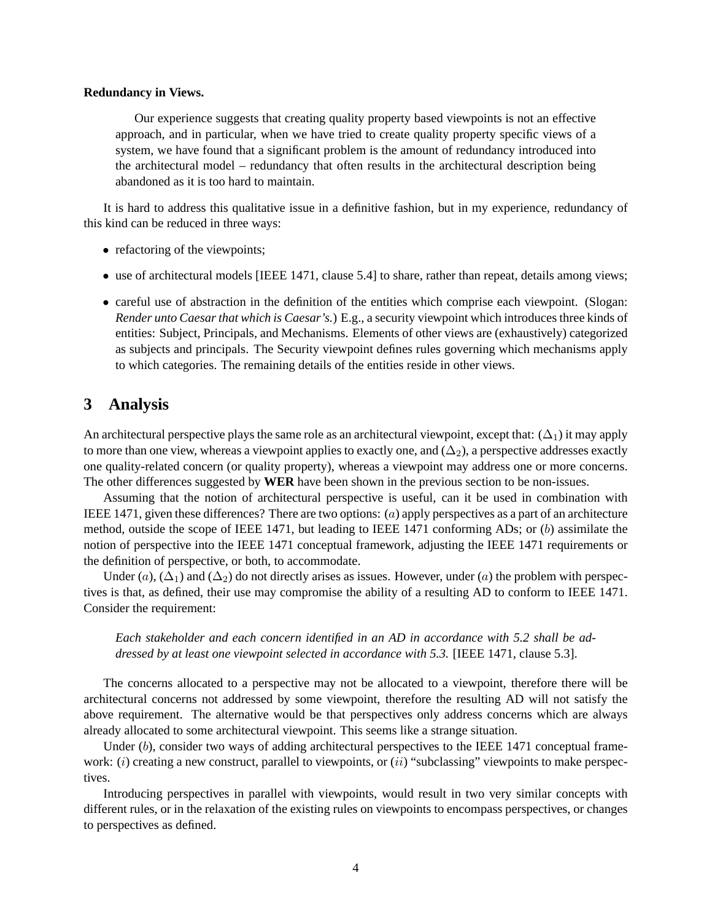**Redundancy in Views.**

> Our experience suggests that creating quality property based viewpoints is not an effective approach, and in particular, when we have tried to create quality property specific views of a system, we have found that a significant problem is the amount of redundancy introduced into the architectural model – redundancy that often results in the architectural description being abandoned as it is too hard to maintain.

It is hard to address this qualitative issue in a definitive fashion, but in my experience, redundancy of this kind can be reduced in three ways:

- refactoring of the viewpoints;
- use of architectural models [IEEE 1471, clause 5.4] to share, rather than repeat, details among views;
- careful use of abstraction in the definition of the entities which comprise each viewpoint. (Slogan: *Render unto Caesar that which is Caesar's.*) E.g., a security viewpoint which introduces three kinds of entities: Subject, Principals, and Mechanisms. Elements of other views are (exhaustively) categorized as subjects and principals. The Security viewpoint defines rules governing which mechanisms apply to which categories. The remaining details of the entities reside in other views.

## 3 Analysis

An architectural perspective plays the same role as an architectural viewpoint, except that: ($\Delta_1$) it may apply to more than one view, whereas a viewpoint applies to exactly one, and ($\Delta_2$), a perspective addresses exactly one quality-related concern (or quality property), whereas a viewpoint may address one or more concerns. The other differences suggested by **WER** have been shown in the previous section to be non-issues.

Assuming that the notion of architectural perspective is useful, can it be used in combination with IEEE 1471, given these differences? There are two options: ($a$) apply perspectives as a part of an architecture method, outside the scope of IEEE 1471, but leading to IEEE 1471 conforming ADs; or ($b$) assimilate the notion of perspective into the IEEE 1471 conceptual framework, adjusting the IEEE 1471 requirements or the definition of perspective, or both, to accommodate.

Under ($a$), ($\Delta_1$) and ($\Delta_2$) do not directly arises as issues. However, under ($a$) the problem with perspectives is that, as defined, their use may compromise the ability of a resulting AD to conform to IEEE 1471. Consider the requirement:

> *Each stakeholder and each concern identified in an AD in accordance with 5.2 shall be addressed by at least one viewpoint selected in accordance with 5.3.* [IEEE 1471, clause 5.3].

The concerns allocated to a perspective may not be allocated to a viewpoint, therefore there will be architectural concerns not addressed by some viewpoint, therefore the resulting AD will not satisfy the above requirement. The alternative would be that perspectives only address concerns which are always already allocated to some architectural viewpoint. This seems like a strange situation.

Under ($b$), consider two ways of adding architectural perspectives to the IEEE 1471 conceptual framework: ($i$) creating a new construct, parallel to viewpoints, or ($ii$) "subclassing" viewpoints to make perspectives.

Introducing perspectives in parallel with viewpoints, would result in two very similar concepts with different rules, or in the relaxation of the existing rules on viewpoints to encompass perspectives, or changes to perspectives as defined.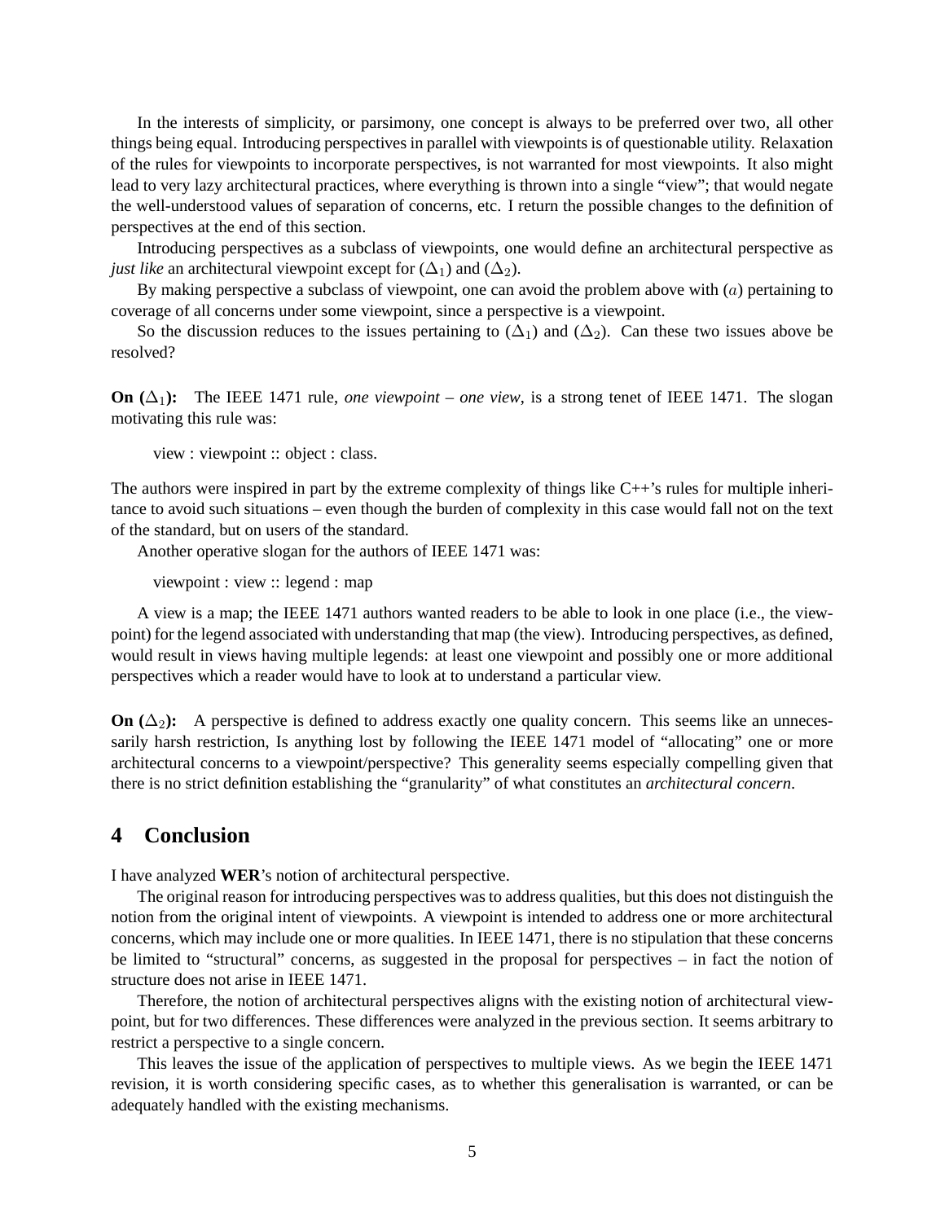In the interests of simplicity, or parsimony, one concept is always to be preferred over two, all other things being equal. Introducing perspectives in parallel with viewpoints is of questionable utility. Relaxation of the rules for viewpoints to incorporate perspectives, is not warranted for most viewpoints. It also might lead to very lazy architectural practices, where everything is thrown into a single "view"; that would negate the well-understood values of separation of concerns, etc. I return the possible changes to the definition of perspectives at the end of this section.

Introducing perspectives as a subclass of viewpoints, one would define an architectural perspective as *just like* an architectural viewpoint except for ($\Delta_1$) and ($\Delta_2$).

By making perspective a subclass of viewpoint, one can avoid the problem above with ($a$) pertaining to coverage of all concerns under some viewpoint, since a perspective is a viewpoint.

So the discussion reduces to the issues pertaining to ($\Delta_1$) and ($\Delta_2$). Can these two issues above be resolved?

**On ($\Delta_1$):** The IEEE 1471 rule, *one viewpoint – one view*, is a strong tenet of IEEE 1471. The slogan motivating this rule was:

> view : viewpoint :: object : class.

The authors were inspired in part by the extreme complexity of things like C++'s rules for multiple inheritance to avoid such situations – even though the burden of complexity in this case would fall not on the text of the standard, but on users of the standard.

Another operative slogan for the authors of IEEE 1471 was:

> viewpoint : view :: legend : map

A view is a map; the IEEE 1471 authors wanted readers to be able to look in one place (i.e., the viewpoint) for the legend associated with understanding that map (the view). Introducing perspectives, as defined, would result in views having multiple legends: at least one viewpoint and possibly one or more additional perspectives which a reader would have to look at to understand a particular view.

**On ($\Delta_2$):** A perspective is defined to address exactly one quality concern. This seems like an unnecessarily harsh restriction, Is anything lost by following the IEEE 1471 model of "allocating" one or more architectural concerns to a viewpoint/perspective? This generality seems especially compelling given that there is no strict definition establishing the "granularity" of what constitutes an *architectural concern*.

## 4 Conclusion

I have analyzed **WER**'s notion of architectural perspective.

The original reason for introducing perspectives was to address qualities, but this does not distinguish the notion from the original intent of viewpoints. A viewpoint is intended to address one or more architectural concerns, which may include one or more qualities. In IEEE 1471, there is no stipulation that these concerns be limited to "structural" concerns, as suggested in the proposal for perspectives – in fact the notion of structure does not arise in IEEE 1471.

Therefore, the notion of architectural perspectives aligns with the existing notion of architectural viewpoint, but for two differences. These differences were analyzed in the previous section. It seems arbitrary to restrict a perspective to a single concern.

This leaves the issue of the application of perspectives to multiple views. As we begin the IEEE 1471 revision, it is worth considering specific cases, as to whether this generalisation is warranted, or can be adequately handled with the existing mechanisms.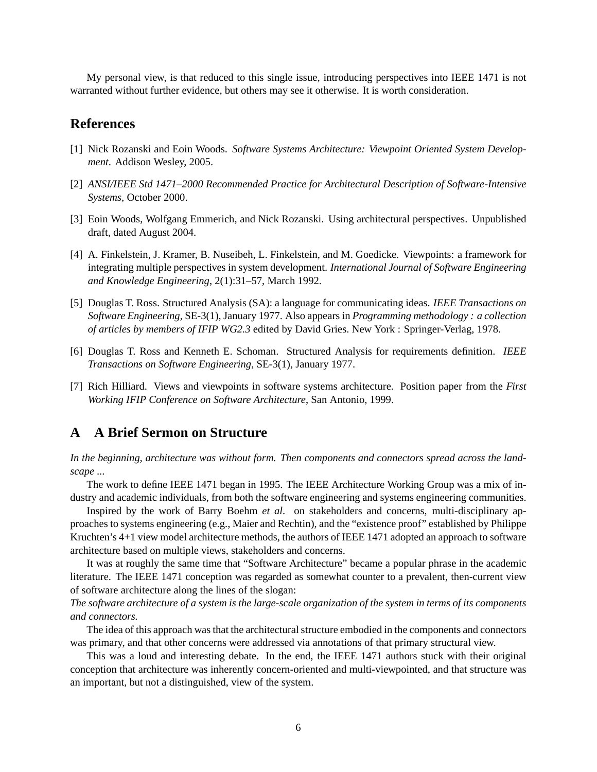My personal view, is that reduced to this single issue, introducing perspectives into IEEE 1471 is not warranted without further evidence, but others may see it otherwise. It is worth consideration.

## References

[1] Nick Rozanski and Eoin Woods. *Software Systems Architecture: Viewpoint Oriented System Development*. Addison Wesley, 2005.

[2] *ANSI/IEEE Std 1471–2000 Recommended Practice for Architectural Description of Software-Intensive Systems*, October 2000.

[3] Eoin Woods, Wolfgang Emmerich, and Nick Rozanski. Using architectural perspectives. Unpublished draft, dated August 2004.

[4] A. Finkelstein, J. Kramer, B. Nuseibeh, L. Finkelstein, and M. Goedicke. Viewpoints: a framework for integrating multiple perspectives in system development. *International Journal of Software Engineering and Knowledge Engineering*, 2(1):31–57, March 1992.

[5] Douglas T. Ross. Structured Analysis (SA): a language for communicating ideas. *IEEE Transactions on Software Engineering*, SE-3(1), January 1977. Also appears in *Programming methodology : a collection of articles by members of IFIP WG2.3* edited by David Gries. New York : Springer-Verlag, 1978.

[6] Douglas T. Ross and Kenneth E. Schoman. Structured Analysis for requirements definition. *IEEE Transactions on Software Engineering*, SE-3(1), January 1977.

[7] Rich Hilliard. Views and viewpoints in software systems architecture. Position paper from the *First Working IFIP Conference on Software Architecture*, San Antonio, 1999.

## A A Brief Sermon on Structure

*In the beginning, architecture was without form. Then components and connectors spread across the landscape ...*

The work to define IEEE 1471 began in 1995. The IEEE Architecture Working Group was a mix of industry and academic individuals, from both the software engineering and systems engineering communities.

Inspired by the work of Barry Boehm *et al*. on stakeholders and concerns, multi-disciplinary approaches to systems engineering (e.g., Maier and Rechtin), and the "existence proof" established by Philippe Kruchten's 4+1 view model architecture methods, the authors of IEEE 1471 adopted an approach to software architecture based on multiple views, stakeholders and concerns.

It was at roughly the same time that "Software Architecture" became a popular phrase in the academic literature. The IEEE 1471 conception was regarded as somewhat counter to a prevalent, then-current view of software architecture along the lines of the slogan:

*The software architecture of a system is the large-scale organization of the system in terms of its components and connectors.*

The idea of this approach was that the architectural structure embodied in the components and connectors was primary, and that other concerns were addressed via annotations of that primary structural view.

This was a loud and interesting debate. In the end, the IEEE 1471 authors stuck with their original conception that architecture was inherently concern-oriented and multi-viewpointed, and that structure was an important, but not a distinguished, view of the system.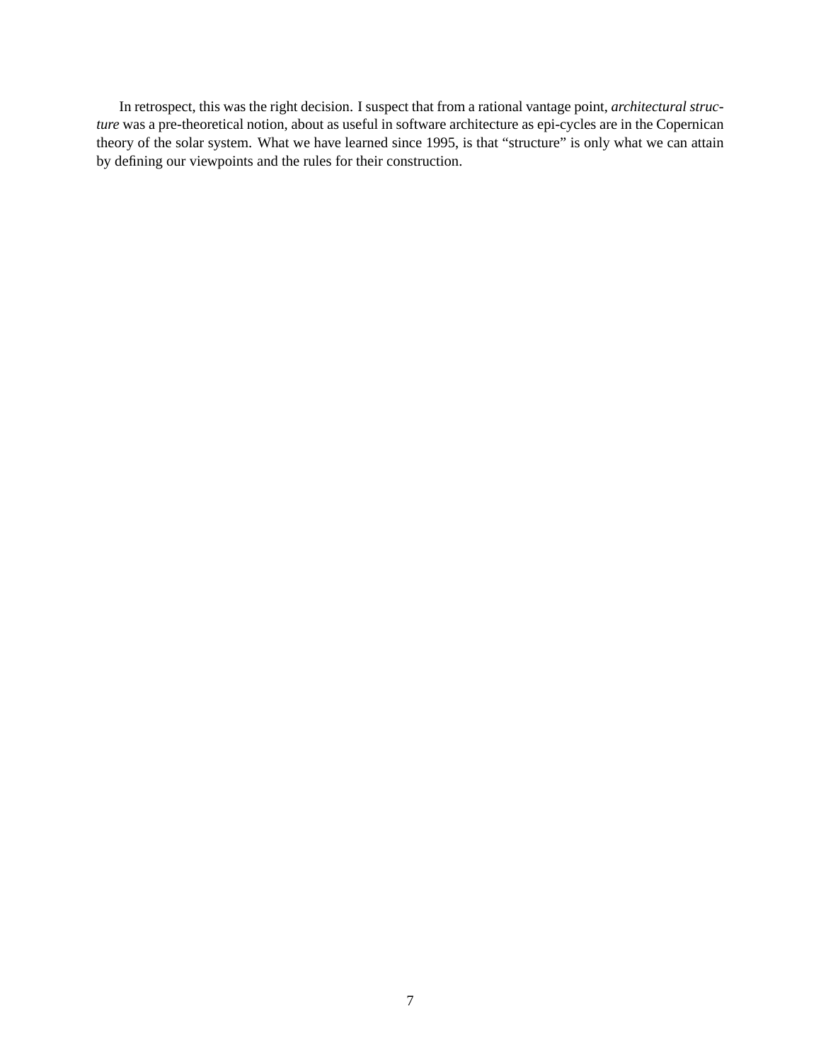In retrospect, this was the right decision. I suspect that from a rational vantage point, *architectural structure* was a pre-theoretical notion, about as useful in software architecture as epi-cycles are in the Copernican theory of the solar system. What we have learned since 1995, is that "structure" is only what we can attain by defining our viewpoints and the rules for their construction.